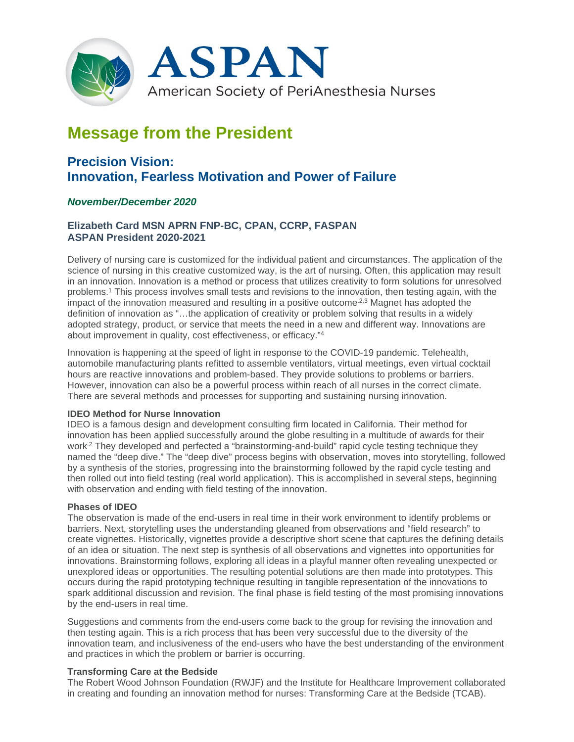# ASPAN

American Society of PeriAnesthesia Nurses

## Message from the President

### Precision Vision: Innovation, Fearless Motivation and Power of Failure

***November/December 2020***

**Elizabeth Card MSN APRN FNP-BC, CPAN, CCRP, FASPAN**
**ASPAN President 2020-2021**

Delivery of nursing care is customized for the individual patient and circumstances. The application of the science of nursing in this creative customized way, is the art of nursing. Often, this application may result in an innovation. Innovation is a method or process that utilizes creativity to form solutions for unresolved problems.[1] This process involves small tests and revisions to the innovation, then testing again, with the impact of the innovation measured and resulting in a positive outcome.[2,3] Magnet has adopted the definition of innovation as "…the application of creativity or problem solving that results in a widely adopted strategy, product, or service that meets the need in a new and different way. Innovations are about improvement in quality, cost effectiveness, or efficacy."[4]

Innovation is happening at the speed of light in response to the COVID-19 pandemic. Telehealth, automobile manufacturing plants refitted to assemble ventilators, virtual meetings, even virtual cocktail hours are reactive innovations and problem-based. They provide solutions to problems or barriers. However, innovation can also be a powerful process within reach of all nurses in the correct climate. There are several methods and processes for supporting and sustaining nursing innovation.

**IDEO Method for Nurse Innovation**

IDEO is a famous design and development consulting firm located in California. Their method for innovation has been applied successfully around the globe resulting in a multitude of awards for their work.[2] They developed and perfected a "brainstorming-and-build" rapid cycle testing technique they named the "deep dive." The "deep dive" process begins with observation, moves into storytelling, followed by a synthesis of the stories, progressing into the brainstorming followed by the rapid cycle testing and then rolled out into field testing (real world application). This is accomplished in several steps, beginning with observation and ending with field testing of the innovation.

**Phases of IDEO**

The observation is made of the end-users in real time in their work environment to identify problems or barriers. Next, storytelling uses the understanding gleaned from observations and "field research" to create vignettes. Historically, vignettes provide a descriptive short scene that captures the defining details of an idea or situation. The next step is synthesis of all observations and vignettes into opportunities for innovations. Brainstorming follows, exploring all ideas in a playful manner often revealing unexpected or unexplored ideas or opportunities. The resulting potential solutions are then made into prototypes. This occurs during the rapid prototyping technique resulting in tangible representation of the innovations to spark additional discussion and revision. The final phase is field testing of the most promising innovations by the end-users in real time.

Suggestions and comments from the end-users come back to the group for revising the innovation and then testing again. This is a rich process that has been very successful due to the diversity of the innovation team, and inclusiveness of the end-users who have the best understanding of the environment and practices in which the problem or barrier is occurring.

**Transforming Care at the Bedside**

The Robert Wood Johnson Foundation (RWJF) and the Institute for Healthcare Improvement collaborated in creating and founding an innovation method for nurses: Transforming Care at the Bedside (TCAB).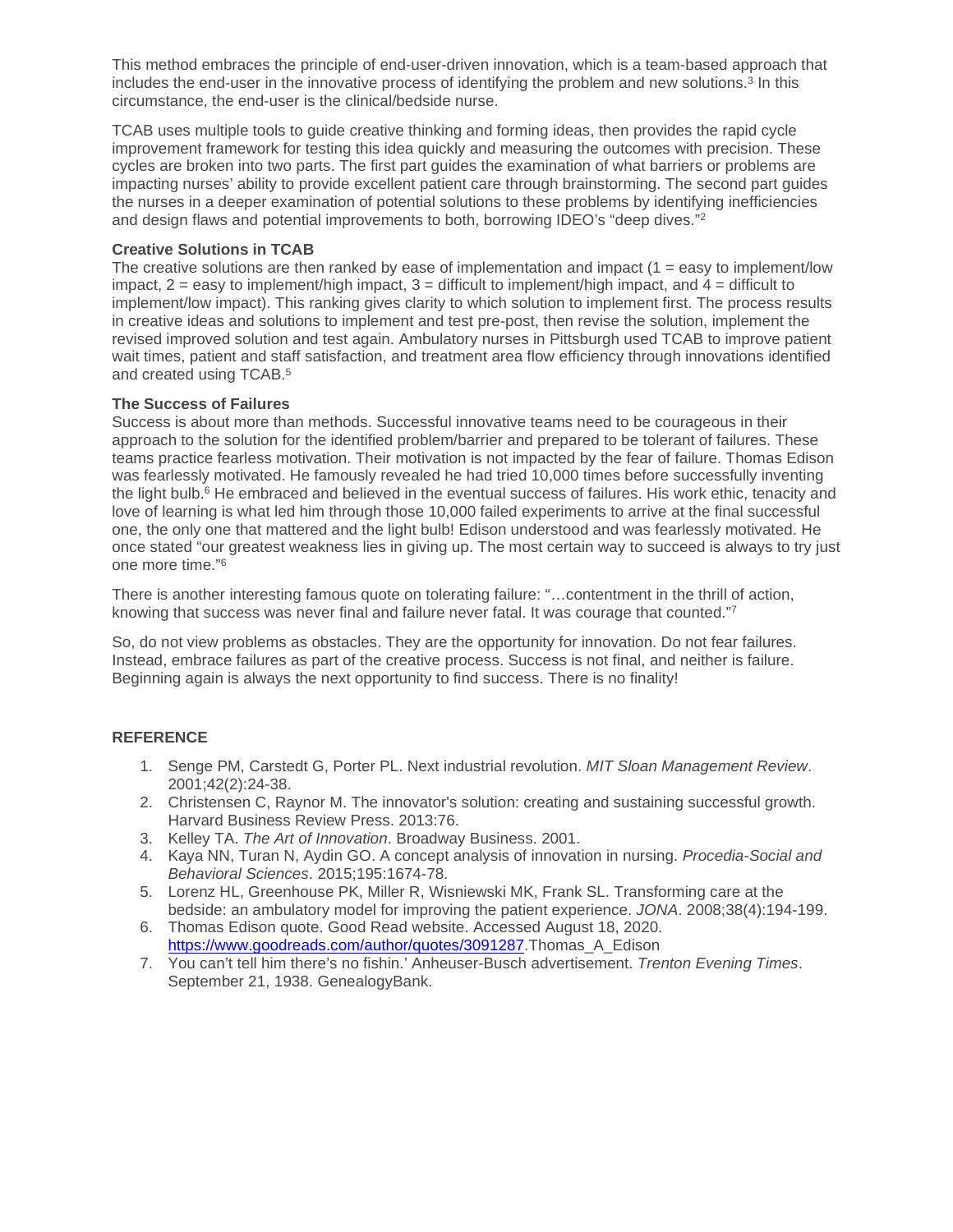This method embraces the principle of end-user-driven innovation, which is a team-based approach that includes the end-user in the innovative process of identifying the problem and new solutions.[3] In this circumstance, the end-user is the clinical/bedside nurse.

TCAB uses multiple tools to guide creative thinking and forming ideas, then provides the rapid cycle improvement framework for testing this idea quickly and measuring the outcomes with precision. These cycles are broken into two parts. The first part guides the examination of what barriers or problems are impacting nurses' ability to provide excellent patient care through brainstorming. The second part guides the nurses in a deeper examination of potential solutions to these problems by identifying inefficiencies and design flaws and potential improvements to both, borrowing IDEO's "deep dives."[2]

**Creative Solutions in TCAB**

The creative solutions are then ranked by ease of implementation and impact (1 = easy to implement/low impact, 2 = easy to implement/high impact, 3 = difficult to implement/high impact, and 4 = difficult to implement/low impact). This ranking gives clarity to which solution to implement first. The process results in creative ideas and solutions to implement and test pre-post, then revise the solution, implement the revised improved solution and test again. Ambulatory nurses in Pittsburgh used TCAB to improve patient wait times, patient and staff satisfaction, and treatment area flow efficiency through innovations identified and created using TCAB.[5]

**The Success of Failures**

Success is about more than methods. Successful innovative teams need to be courageous in their approach to the solution for the identified problem/barrier and prepared to be tolerant of failures. These teams practice fearless motivation. Their motivation is not impacted by the fear of failure. Thomas Edison was fearlessly motivated. He famously revealed he had tried 10,000 times before successfully inventing the light bulb.[6] He embraced and believed in the eventual success of failures. His work ethic, tenacity and love of learning is what led him through those 10,000 failed experiments to arrive at the final successful one, the only one that mattered and the light bulb! Edison understood and was fearlessly motivated. He once stated "our greatest weakness lies in giving up. The most certain way to succeed is always to try just one more time."[6]

There is another interesting famous quote on tolerating failure: "…contentment in the thrill of action, knowing that success was never final and failure never fatal. It was courage that counted."[7]

So, do not view problems as obstacles. They are the opportunity for innovation. Do not fear failures. Instead, embrace failures as part of the creative process. Success is not final, and neither is failure. Beginning again is always the next opportunity to find success. There is no finality!

**REFERENCE**

1. Senge PM, Carstedt G, Porter PL. Next industrial revolution. *MIT Sloan Management Review*. 2001;42(2):24-38.
2. Christensen C, Raynor M. The innovator's solution: creating and sustaining successful growth. Harvard Business Review Press. 2013:76.
3. Kelley TA. *The Art of Innovation*. Broadway Business. 2001.
4. Kaya NN, Turan N, Aydin GO. A concept analysis of innovation in nursing. *Procedia-Social and Behavioral Sciences*. 2015;195:1674-78.
5. Lorenz HL, Greenhouse PK, Miller R, Wisniewski MK, Frank SL. Transforming care at the bedside: an ambulatory model for improving the patient experience. *JONA*. 2008;38(4):194-199.
6. Thomas Edison quote. Good Read website. Accessed August 18, 2020. https://www.goodreads.com/author/quotes/3091287.Thomas_A_Edison
7. You can't tell him there's no fishin.' Anheuser-Busch advertisement. *Trenton Evening Times*. September 21, 1938. GenealogyBank.